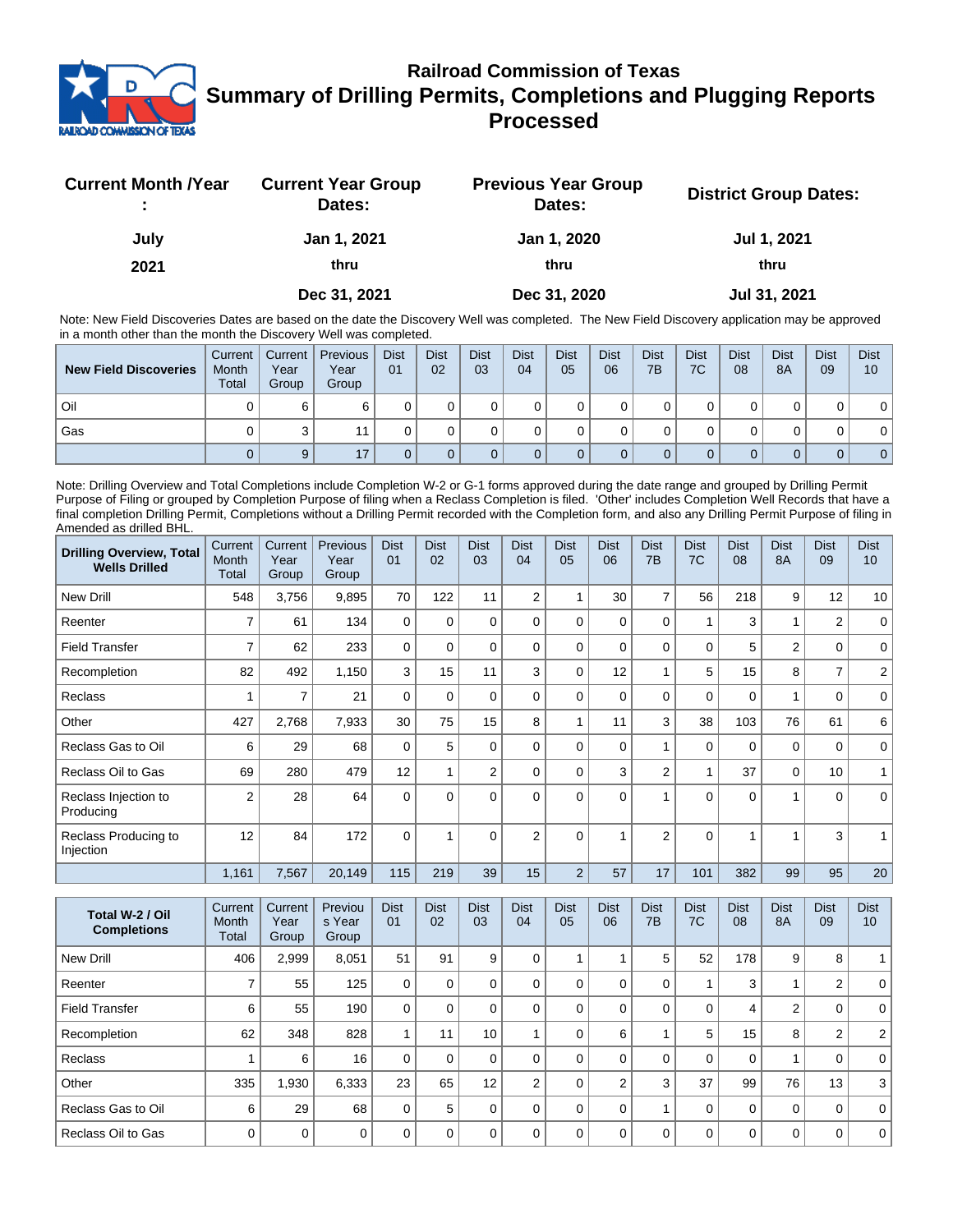# Railroad Commission of Texas
## Summary of Drilling Permits, Completions and Plugging Reports Processed

| Current Month /Year : | Current Year Group Dates: | Previous Year Group Dates: | District Group Dates: |
|---|---|---|---|
| July 2021 | Jan 1, 2021 thru Dec 31, 2021 | Jan 1, 2020 thru Dec 31, 2020 | Jul 1, 2021 thru Jul 31, 2021 |

Note: New Field Discoveries Dates are based on the date the Discovery Well was completed. The New Field Discovery application may be approved in a month other than the month the Discovery Well was completed.

| New Field Discoveries | Current Month Total | Current Year Group | Previous Year Group | Dist 01 | Dist 02 | Dist 03 | Dist 04 | Dist 05 | Dist 06 | Dist 7B | Dist 7C | Dist 08 | Dist 8A | Dist 09 | Dist 10 |
|---|---|---|---|---|---|---|---|---|---|---|---|---|---|---|---|
| Oil | 0 | 6 | 6 | 0 | 0 | 0 | 0 | 0 | 0 | 0 | 0 | 0 | 0 | 0 | 0 |
| Gas | 0 | 3 | 11 | 0 | 0 | 0 | 0 | 0 | 0 | 0 | 0 | 0 | 0 | 0 | 0 |
| | 0 | 9 | 17 | 0 | 0 | 0 | 0 | 0 | 0 | 0 | 0 | 0 | 0 | 0 | 0 |

Note: Drilling Overview and Total Completions include Completion W-2 or G-1 forms approved during the date range and grouped by Drilling Permit Purpose of Filing or grouped by Completion Purpose of filing when a Reclass Completion is filed. 'Other' includes Completion Well Records that have a final completion Drilling Permit, Completions without a Drilling Permit recorded with the Completion form, and also any Drilling Permit Purpose of filing in Amended as drilled BHL.

| Drilling Overview, Total Wells Drilled | Current Month Total | Current Year Group | Previous Year Group | Dist 01 | Dist 02 | Dist 03 | Dist 04 | Dist 05 | Dist 06 | Dist 7B | Dist 7C | Dist 08 | Dist 8A | Dist 09 | Dist 10 |
|---|---|---|---|---|---|---|---|---|---|---|---|---|---|---|---|
| New Drill | 548 | 3,756 | 9,895 | 70 | 122 | 11 | 2 | 1 | 30 | 7 | 56 | 218 | 9 | 12 | 10 |
| Reenter | 7 | 61 | 134 | 0 | 0 | 0 | 0 | 0 | 0 | 0 | 1 | 3 | 1 | 2 | 0 |
| Field Transfer | 7 | 62 | 233 | 0 | 0 | 0 | 0 | 0 | 0 | 0 | 0 | 5 | 2 | 0 | 0 |
| Recompletion | 82 | 492 | 1,150 | 3 | 15 | 11 | 3 | 0 | 12 | 1 | 5 | 15 | 8 | 7 | 2 |
| Reclass | 1 | 7 | 21 | 0 | 0 | 0 | 0 | 0 | 0 | 0 | 0 | 0 | 1 | 0 | 0 |
| Other | 427 | 2,768 | 7,933 | 30 | 75 | 15 | 8 | 1 | 11 | 3 | 38 | 103 | 76 | 61 | 6 |
| Reclass Gas to Oil | 6 | 29 | 68 | 0 | 5 | 0 | 0 | 0 | 0 | 1 | 0 | 0 | 0 | 0 | 0 |
| Reclass Oil to Gas | 69 | 280 | 479 | 12 | 1 | 2 | 0 | 0 | 3 | 2 | 1 | 37 | 0 | 10 | 1 |
| Reclass Injection to Producing | 2 | 28 | 64 | 0 | 0 | 0 | 0 | 0 | 0 | 1 | 0 | 0 | 1 | 0 | 0 |
| Reclass Producing to Injection | 12 | 84 | 172 | 0 | 1 | 0 | 2 | 0 | 1 | 2 | 0 | 1 | 1 | 3 | 1 |
| | 1,161 | 7,567 | 20,149 | 115 | 219 | 39 | 15 | 2 | 57 | 17 | 101 | 382 | 99 | 95 | 20 |

| Total W-2 / Oil Completions | Current Month Total | Current Year Group | Previous Year Group | Dist 01 | Dist 02 | Dist 03 | Dist 04 | Dist 05 | Dist 06 | Dist 7B | Dist 7C | Dist 08 | Dist 8A | Dist 09 | Dist 10 |
|---|---|---|---|---|---|---|---|---|---|---|---|---|---|---|---|
| New Drill | 406 | 2,999 | 8,051 | 51 | 91 | 9 | 0 | 1 | 1 | 5 | 52 | 178 | 9 | 8 | 1 |
| Reenter | 7 | 55 | 125 | 0 | 0 | 0 | 0 | 0 | 0 | 0 | 1 | 3 | 1 | 2 | 0 |
| Field Transfer | 6 | 55 | 190 | 0 | 0 | 0 | 0 | 0 | 0 | 0 | 0 | 4 | 2 | 0 | 0 |
| Recompletion | 62 | 348 | 828 | 1 | 11 | 10 | 1 | 0 | 6 | 1 | 5 | 15 | 8 | 2 | 2 |
| Reclass | 1 | 6 | 16 | 0 | 0 | 0 | 0 | 0 | 0 | 0 | 0 | 0 | 1 | 0 | 0 |
| Other | 335 | 1,930 | 6,333 | 23 | 65 | 12 | 2 | 0 | 2 | 3 | 37 | 99 | 76 | 13 | 3 |
| Reclass Gas to Oil | 6 | 29 | 68 | 0 | 5 | 0 | 0 | 0 | 0 | 1 | 0 | 0 | 0 | 0 | 0 |
| Reclass Oil to Gas | 0 | 0 | 0 | 0 | 0 | 0 | 0 | 0 | 0 | 0 | 0 | 0 | 0 | 0 | 0 |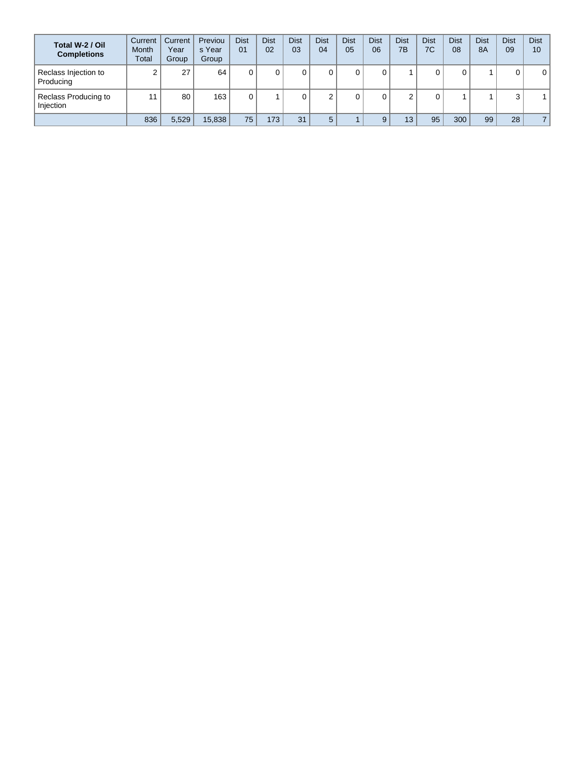| Total W-2 / Oil Completions | Current Month Total | Current Year Group | Previous Year Group | Dist 01 | Dist 02 | Dist 03 | Dist 04 | Dist 05 | Dist 06 | Dist 7B | Dist 7C | Dist 08 | Dist 8A | Dist 09 | Dist 10 |
|---|---|---|---|---|---|---|---|---|---|---|---|---|---|---|---|
| Reclass Injection to Producing | 2 | 27 | 64 | 0 | 0 | 0 | 0 | 0 | 0 | 1 | 0 | 0 | 1 | 0 | 0 |
| Reclass Producing to Injection | 11 | 80 | 163 | 0 | 1 | 0 | 2 | 0 | 0 | 2 | 0 | 1 | 1 | 3 | 1 |
| | 836 | 5,529 | 15,838 | 75 | 173 | 31 | 5 | 1 | 9 | 13 | 95 | 300 | 99 | 28 | 7 |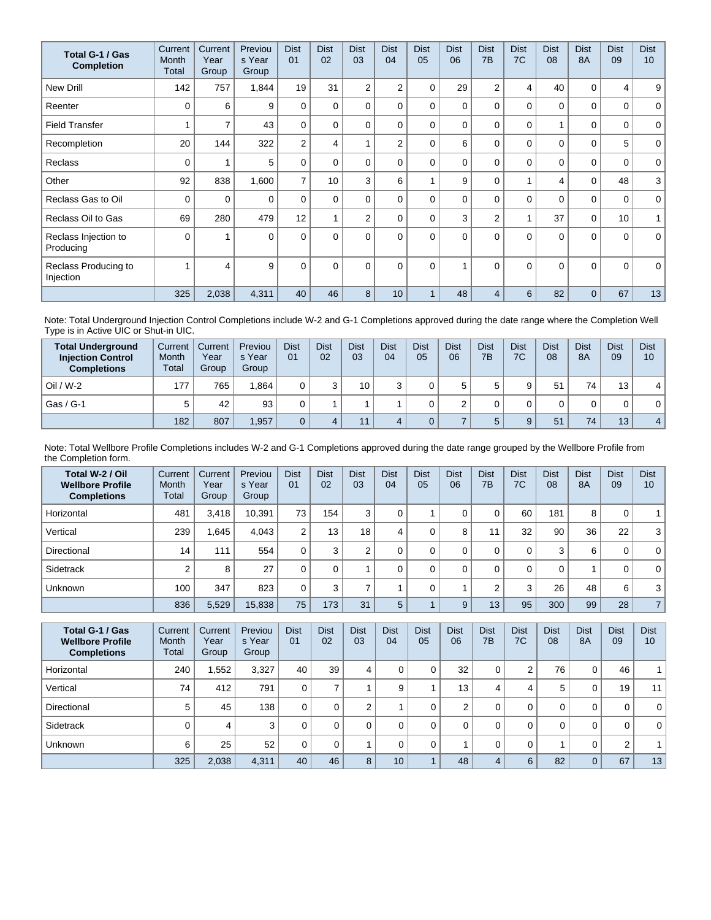| Total G-1 / Gas Completion | Current Month Total | Current Year Group | Previous Year Group | Dist 01 | Dist 02 | Dist 03 | Dist 04 | Dist 05 | Dist 06 | Dist 7B | Dist 7C | Dist 08 | Dist 8A | Dist 09 | Dist 10 |
|---|---|---|---|---|---|---|---|---|---|---|---|---|---|---|---|
| New Drill | 142 | 757 | 1,844 | 19 | 31 | 2 | 2 | 0 | 29 | 2 | 4 | 40 | 0 | 4 | 9 |
| Reenter | 0 | 6 | 9 | 0 | 0 | 0 | 0 | 0 | 0 | 0 | 0 | 0 | 0 | 0 | 0 |
| Field Transfer | 1 | 7 | 43 | 0 | 0 | 0 | 0 | 0 | 0 | 0 | 0 | 1 | 0 | 0 | 0 |
| Recompletion | 20 | 144 | 322 | 2 | 4 | 1 | 2 | 0 | 6 | 0 | 0 | 0 | 0 | 5 | 0 |
| Reclass | 0 | 1 | 5 | 0 | 0 | 0 | 0 | 0 | 0 | 0 | 0 | 0 | 0 | 0 | 0 |
| Other | 92 | 838 | 1,600 | 7 | 10 | 3 | 6 | 1 | 9 | 0 | 1 | 4 | 0 | 48 | 3 |
| Reclass Gas to Oil | 0 | 0 | 0 | 0 | 0 | 0 | 0 | 0 | 0 | 0 | 0 | 0 | 0 | 0 | 0 |
| Reclass Oil to Gas | 69 | 280 | 479 | 12 | 1 | 2 | 0 | 0 | 3 | 2 | 1 | 37 | 0 | 10 | 1 |
| Reclass Injection to Producing | 0 | 1 | 0 | 0 | 0 | 0 | 0 | 0 | 0 | 0 | 0 | 0 | 0 | 0 | 0 |
| Reclass Producing to Injection | 1 | 4 | 9 | 0 | 0 | 0 | 0 | 0 | 1 | 0 | 0 | 0 | 0 | 0 | 0 |
| | 325 | 2,038 | 4,311 | 40 | 46 | 8 | 10 | 1 | 48 | 4 | 6 | 82 | 0 | 67 | 13 |

Note: Total Underground Injection Control Completions include W-2 and G-1 Completions approved during the date range where the Completion Well Type is in Active UIC or Shut-in UIC.

| Total Underground Injection Control Completions | Current Month Total | Current Year Group | Previous Year Group | Dist 01 | Dist 02 | Dist 03 | Dist 04 | Dist 05 | Dist 06 | Dist 7B | Dist 7C | Dist 08 | Dist 8A | Dist 09 | Dist 10 |
|---|---|---|---|---|---|---|---|---|---|---|---|---|---|---|---|
| Oil / W-2 | 177 | 765 | 1,864 | 0 | 3 | 10 | 3 | 0 | 5 | 5 | 9 | 51 | 74 | 13 | 4 |
| Gas / G-1 | 5 | 42 | 93 | 0 | 1 | 1 | 1 | 0 | 2 | 0 | 0 | 0 | 0 | 0 | 0 |
| | 182 | 807 | 1,957 | 0 | 4 | 11 | 4 | 0 | 7 | 5 | 9 | 51 | 74 | 13 | 4 |

Note: Total Wellbore Profile Completions includes W-2 and G-1 Completions approved during the date range grouped by the Wellbore Profile from the Completion form.

| Total W-2 / Oil Wellbore Profile Completions | Current Month Total | Current Year Group | Previous Year Group | Dist 01 | Dist 02 | Dist 03 | Dist 04 | Dist 05 | Dist 06 | Dist 7B | Dist 7C | Dist 08 | Dist 8A | Dist 09 | Dist 10 |
|---|---|---|---|---|---|---|---|---|---|---|---|---|---|---|---|
| Horizontal | 481 | 3,418 | 10,391 | 73 | 154 | 3 | 0 | 1 | 0 | 0 | 60 | 181 | 8 | 0 | 1 |
| Vertical | 239 | 1,645 | 4,043 | 2 | 13 | 18 | 4 | 0 | 8 | 11 | 32 | 90 | 36 | 22 | 3 |
| Directional | 14 | 111 | 554 | 0 | 3 | 2 | 0 | 0 | 0 | 0 | 0 | 3 | 6 | 0 | 0 |
| Sidetrack | 2 | 8 | 27 | 0 | 0 | 1 | 0 | 0 | 0 | 0 | 0 | 0 | 1 | 0 | 0 |
| Unknown | 100 | 347 | 823 | 0 | 3 | 7 | 1 | 0 | 1 | 2 | 3 | 26 | 48 | 6 | 3 |
| | 836 | 5,529 | 15,838 | 75 | 173 | 31 | 5 | 1 | 9 | 13 | 95 | 300 | 99 | 28 | 7 |

| Total G-1 / Gas Wellbore Profile Completions | Current Month Total | Current Year Group | Previous Year Group | Dist 01 | Dist 02 | Dist 03 | Dist 04 | Dist 05 | Dist 06 | Dist 7B | Dist 7C | Dist 08 | Dist 8A | Dist 09 | Dist 10 |
|---|---|---|---|---|---|---|---|---|---|---|---|---|---|---|---|
| Horizontal | 240 | 1,552 | 3,327 | 40 | 39 | 4 | 0 | 0 | 32 | 0 | 2 | 76 | 0 | 46 | 1 |
| Vertical | 74 | 412 | 791 | 0 | 7 | 1 | 9 | 1 | 13 | 4 | 4 | 5 | 0 | 19 | 11 |
| Directional | 5 | 45 | 138 | 0 | 0 | 2 | 1 | 0 | 2 | 0 | 0 | 0 | 0 | 0 | 0 |
| Sidetrack | 0 | 4 | 3 | 0 | 0 | 0 | 0 | 0 | 0 | 0 | 0 | 0 | 0 | 0 | 0 |
| Unknown | 6 | 25 | 52 | 0 | 0 | 1 | 0 | 0 | 1 | 0 | 0 | 1 | 0 | 2 | 1 |
| | 325 | 2,038 | 4,311 | 40 | 46 | 8 | 10 | 1 | 48 | 4 | 6 | 82 | 0 | 67 | 13 |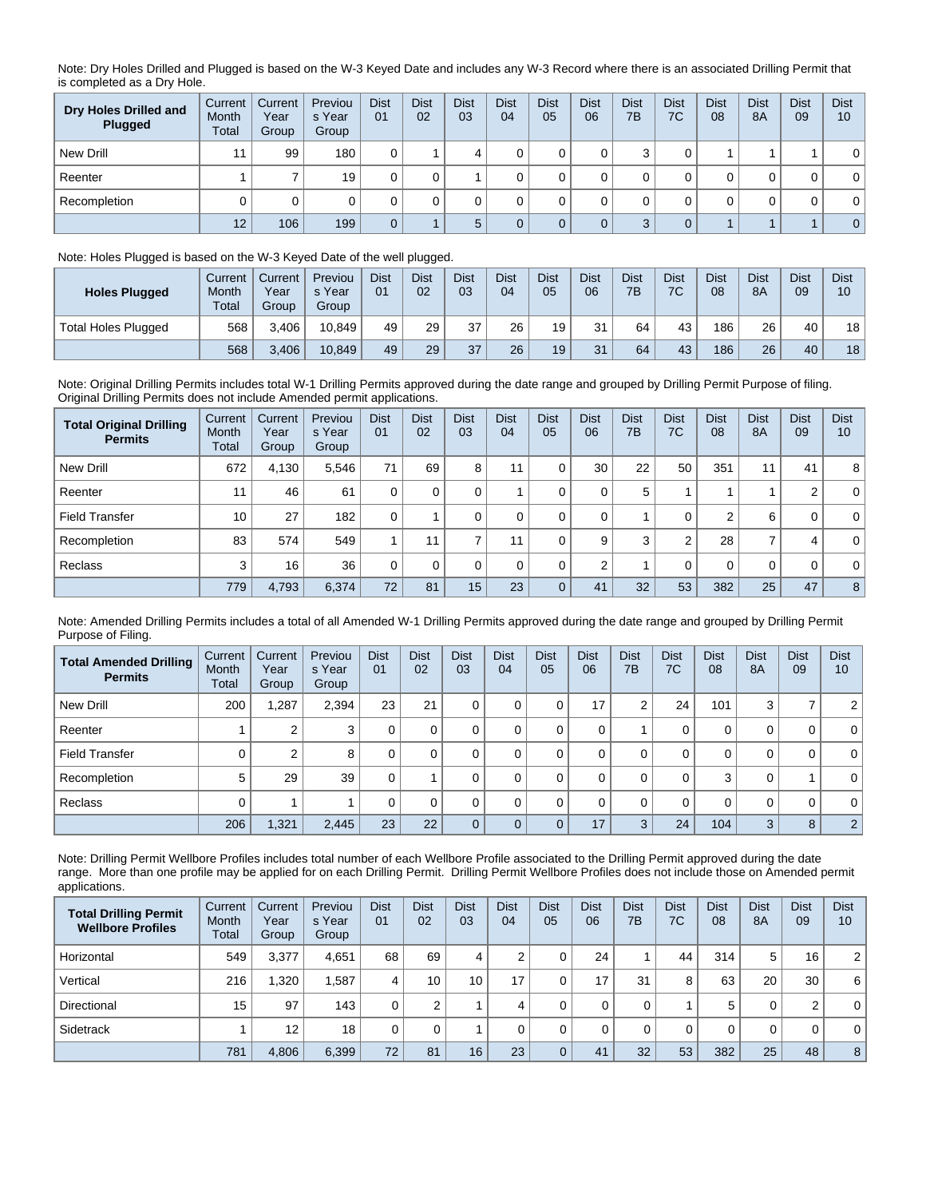Note: Dry Holes Drilled and Plugged is based on the W-3 Keyed Date and includes any W-3 Record where there is an associated Drilling Permit that is completed as a Dry Hole.

| Dry Holes Drilled and Plugged | Current Month Total | Current Year Group | Previous Year Group | Dist 01 | Dist 02 | Dist 03 | Dist 04 | Dist 05 | Dist 06 | Dist 7B | Dist 7C | Dist 08 | Dist 8A | Dist 09 | Dist 10 |
|---|---|---|---|---|---|---|---|---|---|---|---|---|---|---|---|
| New Drill | 11 | 99 | 180 | 0 | 1 | 4 | 0 | 0 | 0 | 3 | 0 | 1 | 1 | 1 | 0 |
| Reenter | 1 | 7 | 19 | 0 | 0 | 1 | 0 | 0 | 0 | 0 | 0 | 0 | 0 | 0 | 0 |
| Recompletion | 0 | 0 | 0 | 0 | 0 | 0 | 0 | 0 | 0 | 0 | 0 | 0 | 0 | 0 | 0 |
| | 12 | 106 | 199 | 0 | 1 | 5 | 0 | 0 | 0 | 3 | 0 | 1 | 1 | 1 | 0 |

Note: Holes Plugged is based on the W-3 Keyed Date of the well plugged.

| Holes Plugged | Current Month Total | Current Year Group | Previous Year Group | Dist 01 | Dist 02 | Dist 03 | Dist 04 | Dist 05 | Dist 06 | Dist 7B | Dist 7C | Dist 08 | Dist 8A | Dist 09 | Dist 10 |
|---|---|---|---|---|---|---|---|---|---|---|---|---|---|---|---|
| Total Holes Plugged | 568 | 3,406 | 10,849 | 49 | 29 | 37 | 26 | 19 | 31 | 64 | 43 | 186 | 26 | 40 | 18 |
| | 568 | 3,406 | 10,849 | 49 | 29 | 37 | 26 | 19 | 31 | 64 | 43 | 186 | 26 | 40 | 18 |

Note: Original Drilling Permits includes total W-1 Drilling Permits approved during the date range and grouped by Drilling Permit Purpose of filing. Original Drilling Permits does not include Amended permit applications.

| Total Original Drilling Permits | Current Month Total | Current Year Group | Previous Year Group | Dist 01 | Dist 02 | Dist 03 | Dist 04 | Dist 05 | Dist 06 | Dist 7B | Dist 7C | Dist 08 | Dist 8A | Dist 09 | Dist 10 |
|---|---|---|---|---|---|---|---|---|---|---|---|---|---|---|---|
| New Drill | 672 | 4,130 | 5,546 | 71 | 69 | 8 | 11 | 0 | 30 | 22 | 50 | 351 | 11 | 41 | 8 |
| Reenter | 11 | 46 | 61 | 0 | 0 | 0 | 1 | 0 | 0 | 5 | 1 | 1 | 1 | 2 | 0 |
| Field Transfer | 10 | 27 | 182 | 0 | 1 | 0 | 0 | 0 | 0 | 1 | 0 | 2 | 6 | 0 | 0 |
| Recompletion | 83 | 574 | 549 | 1 | 11 | 7 | 11 | 0 | 9 | 3 | 2 | 28 | 7 | 4 | 0 |
| Reclass | 3 | 16 | 36 | 0 | 0 | 0 | 0 | 0 | 2 | 1 | 0 | 0 | 0 | 0 | 0 |
| | 779 | 4,793 | 6,374 | 72 | 81 | 15 | 23 | 0 | 41 | 32 | 53 | 382 | 25 | 47 | 8 |

Note: Amended Drilling Permits includes a total of all Amended W-1 Drilling Permits approved during the date range and grouped by Drilling Permit Purpose of Filing.

| Total Amended Drilling Permits | Current Month Total | Current Year Group | Previous Year Group | Dist 01 | Dist 02 | Dist 03 | Dist 04 | Dist 05 | Dist 06 | Dist 7B | Dist 7C | Dist 08 | Dist 8A | Dist 09 | Dist 10 |
|---|---|---|---|---|---|---|---|---|---|---|---|---|---|---|---|
| New Drill | 200 | 1,287 | 2,394 | 23 | 21 | 0 | 0 | 0 | 17 | 2 | 24 | 101 | 3 | 7 | 2 |
| Reenter | 1 | 2 | 3 | 0 | 0 | 0 | 0 | 0 | 0 | 1 | 0 | 0 | 0 | 0 | 0 |
| Field Transfer | 0 | 2 | 8 | 0 | 0 | 0 | 0 | 0 | 0 | 0 | 0 | 0 | 0 | 0 | 0 |
| Recompletion | 5 | 29 | 39 | 0 | 1 | 0 | 0 | 0 | 0 | 0 | 0 | 3 | 0 | 1 | 0 |
| Reclass | 0 | 1 | 1 | 0 | 0 | 0 | 0 | 0 | 0 | 0 | 0 | 0 | 0 | 0 | 0 |
| | 206 | 1,321 | 2,445 | 23 | 22 | 0 | 0 | 0 | 17 | 3 | 24 | 104 | 3 | 8 | 2 |

Note: Drilling Permit Wellbore Profiles includes total number of each Wellbore Profile associated to the Drilling Permit approved during the date range. More than one profile may be applied for on each Drilling Permit. Drilling Permit Wellbore Profiles does not include those on Amended permit applications.

| Total Drilling Permit Wellbore Profiles | Current Month Total | Current Year Group | Previous Year Group | Dist 01 | Dist 02 | Dist 03 | Dist 04 | Dist 05 | Dist 06 | Dist 7B | Dist 7C | Dist 08 | Dist 8A | Dist 09 | Dist 10 |
|---|---|---|---|---|---|---|---|---|---|---|---|---|---|---|---|
| Horizontal | 549 | 3,377 | 4,651 | 68 | 69 | 4 | 2 | 0 | 24 | 1 | 44 | 314 | 5 | 16 | 2 |
| Vertical | 216 | 1,320 | 1,587 | 4 | 10 | 10 | 17 | 0 | 17 | 31 | 8 | 63 | 20 | 30 | 6 |
| Directional | 15 | 97 | 143 | 0 | 2 | 1 | 4 | 0 | 0 | 0 | 1 | 5 | 0 | 2 | 0 |
| Sidetrack | 1 | 12 | 18 | 0 | 0 | 1 | 0 | 0 | 0 | 0 | 0 | 0 | 0 | 0 | 0 |
| | 781 | 4,806 | 6,399 | 72 | 81 | 16 | 23 | 0 | 41 | 32 | 53 | 382 | 25 | 48 | 8 |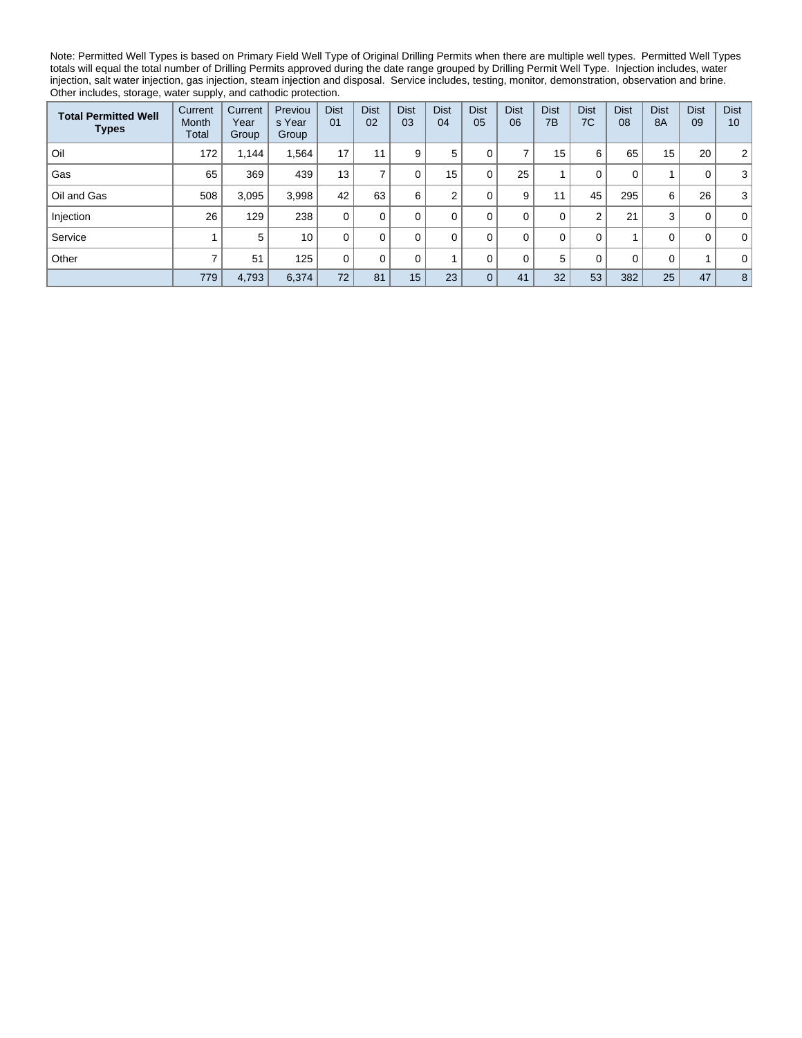Note: Permitted Well Types is based on Primary Field Well Type of Original Drilling Permits when there are multiple well types. Permitted Well Types totals will equal the total number of Drilling Permits approved during the date range grouped by Drilling Permit Well Type. Injection includes, water injection, salt water injection, gas injection, steam injection and disposal. Service includes, testing, monitor, demonstration, observation and brine. Other includes, storage, water supply, and cathodic protection.

| **Total Permitted Well Types** | Current Month Total | Current Year Group | Previous Year Group | Dist 01 | Dist 02 | Dist 03 | Dist 04 | Dist 05 | Dist 06 | Dist 7B | Dist 7C | Dist 08 | Dist 8A | Dist 09 | Dist 10 |
|---|---|---|---|---|---|---|---|---|---|---|---|---|---|---|---|
| Oil | 172 | 1,144 | 1,564 | 17 | 11 | 9 | 5 | 0 | 7 | 15 | 6 | 65 | 15 | 20 | 2 |
| Gas | 65 | 369 | 439 | 13 | 7 | 0 | 15 | 0 | 25 | 1 | 0 | 0 | 1 | 0 | 3 |
| Oil and Gas | 508 | 3,095 | 3,998 | 42 | 63 | 6 | 2 | 0 | 9 | 11 | 45 | 295 | 6 | 26 | 3 |
| Injection | 26 | 129 | 238 | 0 | 0 | 0 | 0 | 0 | 0 | 0 | 2 | 21 | 3 | 0 | 0 |
| Service | 1 | 5 | 10 | 0 | 0 | 0 | 0 | 0 | 0 | 0 | 0 | 1 | 0 | 0 | 0 |
| Other | 7 | 51 | 125 | 0 | 0 | 0 | 1 | 0 | 0 | 5 | 0 | 0 | 0 | 1 | 0 |
| | 779 | 4,793 | 6,374 | 72 | 81 | 15 | 23 | 0 | 41 | 32 | 53 | 382 | 25 | 47 | 8 |